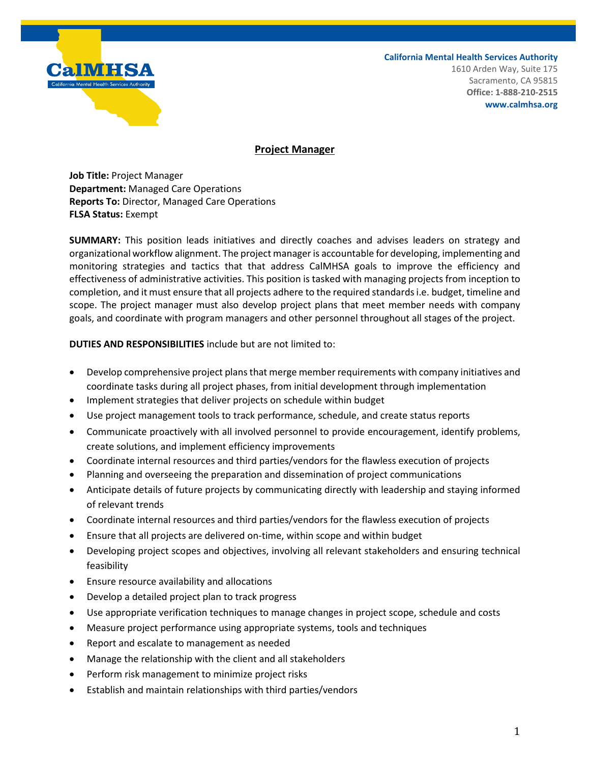California Mental Health Services Authority
1610 Arden Way, Suite 175
Sacramento, CA 95815
**Office: 1-888-210-2515**
**www.calmhsa.org**

# Project Manager

**Job Title:** Project Manager
**Department:** Managed Care Operations
**Reports To:** Director, Managed Care Operations
**FLSA Status:** Exempt

**SUMMARY:** This position leads initiatives and directly coaches and advises leaders on strategy and organizational workflow alignment. The project manager is accountable for developing, implementing and monitoring strategies and tactics that that address CalMHSA goals to improve the efficiency and effectiveness of administrative activities. This position is tasked with managing projects from inception to completion, and it must ensure that all projects adhere to the required standards i.e. budget, timeline and scope. The project manager must also develop project plans that meet member needs with company goals, and coordinate with program managers and other personnel throughout all stages of the project.

**DUTIES AND RESPONSIBILITIES** include but are not limited to:

- Develop comprehensive project plans that merge member requirements with company initiatives and coordinate tasks during all project phases, from initial development through implementation
- Implement strategies that deliver projects on schedule within budget
- Use project management tools to track performance, schedule, and create status reports
- Communicate proactively with all involved personnel to provide encouragement, identify problems, create solutions, and implement efficiency improvements
- Coordinate internal resources and third parties/vendors for the flawless execution of projects
- Planning and overseeing the preparation and dissemination of project communications
- Anticipate details of future projects by communicating directly with leadership and staying informed of relevant trends
- Coordinate internal resources and third parties/vendors for the flawless execution of projects
- Ensure that all projects are delivered on-time, within scope and within budget
- Developing project scopes and objectives, involving all relevant stakeholders and ensuring technical feasibility
- Ensure resource availability and allocations
- Develop a detailed project plan to track progress
- Use appropriate verification techniques to manage changes in project scope, schedule and costs
- Measure project performance using appropriate systems, tools and techniques
- Report and escalate to management as needed
- Manage the relationship with the client and all stakeholders
- Perform risk management to minimize project risks
- Establish and maintain relationships with third parties/vendors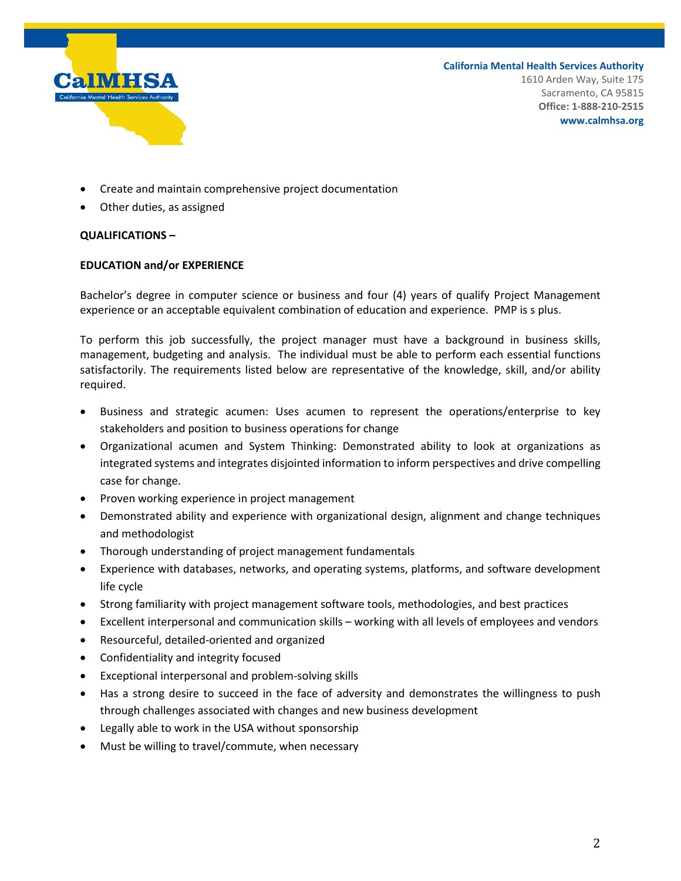- Create and maintain comprehensive project documentation
- Other duties, as assigned

**QUALIFICATIONS –**

**EDUCATION and/or EXPERIENCE**

Bachelor's degree in computer science or business and four (4) years of qualify Project Management experience or an acceptable equivalent combination of education and experience. PMP is s plus.

To perform this job successfully, the project manager must have a background in business skills, management, budgeting and analysis. The individual must be able to perform each essential functions satisfactorily. The requirements listed below are representative of the knowledge, skill, and/or ability required.

- Business and strategic acumen: Uses acumen to represent the operations/enterprise to key stakeholders and position to business operations for change
- Organizational acumen and System Thinking: Demonstrated ability to look at organizations as integrated systems and integrates disjointed information to inform perspectives and drive compelling case for change.
- Proven working experience in project management
- Demonstrated ability and experience with organizational design, alignment and change techniques and methodologist
- Thorough understanding of project management fundamentals
- Experience with databases, networks, and operating systems, platforms, and software development life cycle
- Strong familiarity with project management software tools, methodologies, and best practices
- Excellent interpersonal and communication skills – working with all levels of employees and vendors
- Resourceful, detailed-oriented and organized
- Confidentiality and integrity focused
- Exceptional interpersonal and problem-solving skills
- Has a strong desire to succeed in the face of adversity and demonstrates the willingness to push through challenges associated with changes and new business development
- Legally able to work in the USA without sponsorship
- Must be willing to travel/commute, when necessary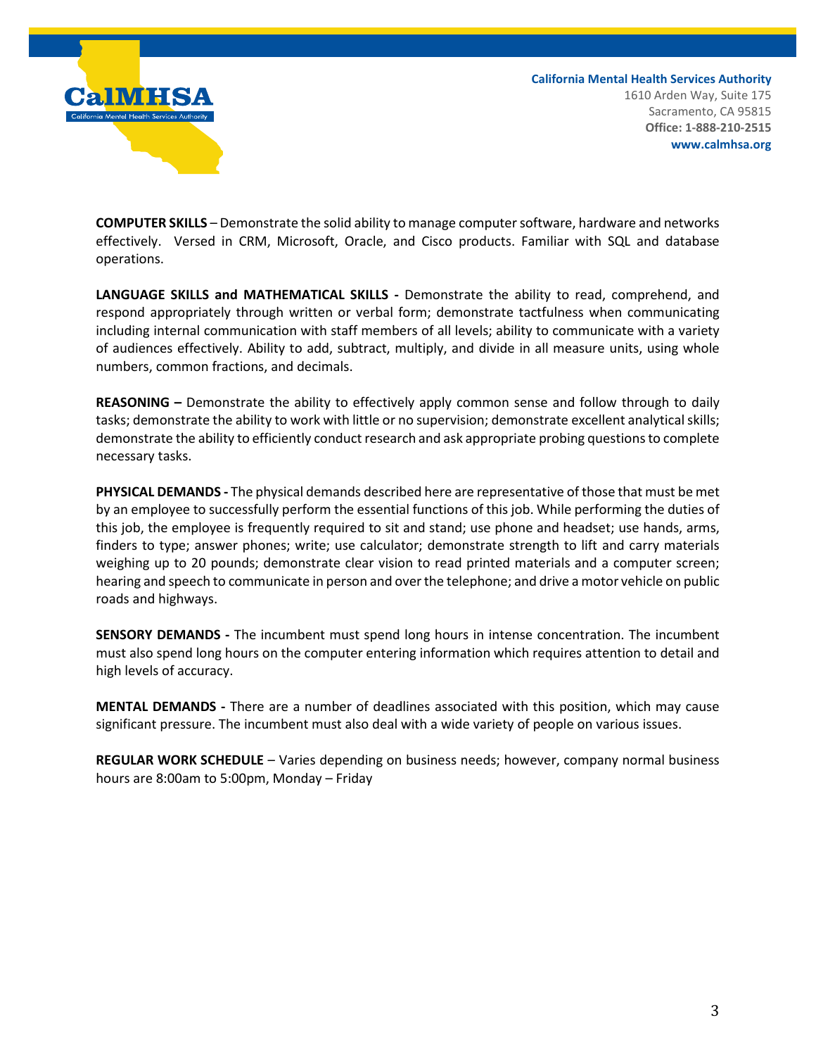**COMPUTER SKILLS** – Demonstrate the solid ability to manage computer software, hardware and networks effectively. Versed in CRM, Microsoft, Oracle, and Cisco products. Familiar with SQL and database operations.

**LANGUAGE SKILLS and MATHEMATICAL SKILLS -** Demonstrate the ability to read, comprehend, and respond appropriately through written or verbal form; demonstrate tactfulness when communicating including internal communication with staff members of all levels; ability to communicate with a variety of audiences effectively. Ability to add, subtract, multiply, and divide in all measure units, using whole numbers, common fractions, and decimals.

**REASONING –** Demonstrate the ability to effectively apply common sense and follow through to daily tasks; demonstrate the ability to work with little or no supervision; demonstrate excellent analytical skills; demonstrate the ability to efficiently conduct research and ask appropriate probing questions to complete necessary tasks.

**PHYSICAL DEMANDS -** The physical demands described here are representative of those that must be met by an employee to successfully perform the essential functions of this job. While performing the duties of this job, the employee is frequently required to sit and stand; use phone and headset; use hands, arms, finders to type; answer phones; write; use calculator; demonstrate strength to lift and carry materials weighing up to 20 pounds; demonstrate clear vision to read printed materials and a computer screen; hearing and speech to communicate in person and over the telephone; and drive a motor vehicle on public roads and highways.

**SENSORY DEMANDS -** The incumbent must spend long hours in intense concentration. The incumbent must also spend long hours on the computer entering information which requires attention to detail and high levels of accuracy.

**MENTAL DEMANDS -** There are a number of deadlines associated with this position, which may cause significant pressure. The incumbent must also deal with a wide variety of people on various issues.

**REGULAR WORK SCHEDULE** – Varies depending on business needs; however, company normal business hours are 8:00am to 5:00pm, Monday – Friday